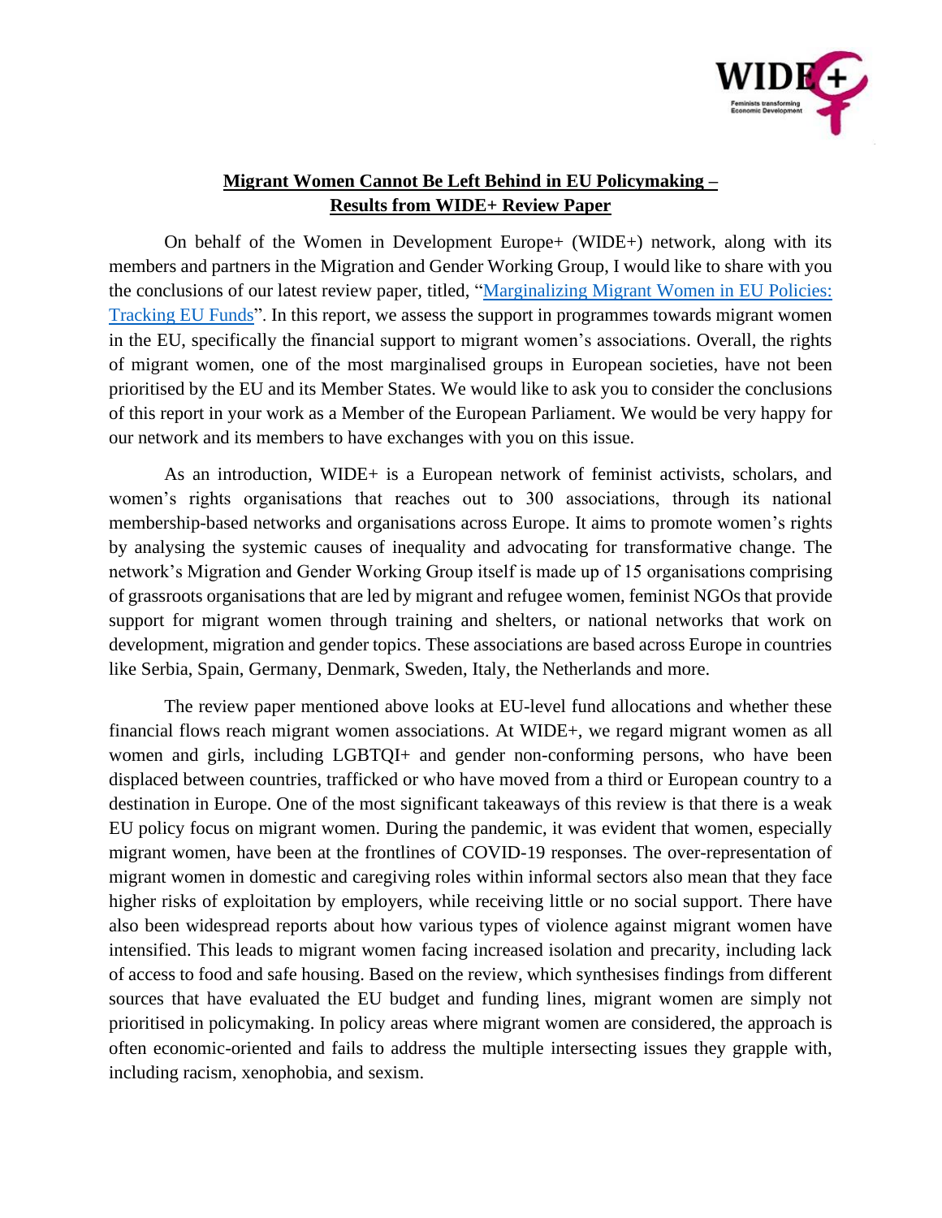**Migrant Women Cannot Be Left Behind in EU Policymaking – Results from WIDE+ Review Paper**

On behalf of the Women in Development Europe+ (WIDE+) network, along with its members and partners in the Migration and Gender Working Group, I would like to share with you the conclusions of our latest review paper, titled, "Marginalizing Migrant Women in EU Policies: Tracking EU Funds". In this report, we assess the support in programmes towards migrant women in the EU, specifically the financial support to migrant women's associations. Overall, the rights of migrant women, one of the most marginalised groups in European societies, have not been prioritised by the EU and its Member States. We would like to ask you to consider the conclusions of this report in your work as a Member of the European Parliament. We would be very happy for our network and its members to have exchanges with you on this issue.

As an introduction, WIDE+ is a European network of feminist activists, scholars, and women's rights organisations that reaches out to 300 associations, through its national membership-based networks and organisations across Europe. It aims to promote women's rights by analysing the systemic causes of inequality and advocating for transformative change. The network's Migration and Gender Working Group itself is made up of 15 organisations comprising of grassroots organisations that are led by migrant and refugee women, feminist NGOs that provide support for migrant women through training and shelters, or national networks that work on development, migration and gender topics. These associations are based across Europe in countries like Serbia, Spain, Germany, Denmark, Sweden, Italy, the Netherlands and more.

The review paper mentioned above looks at EU-level fund allocations and whether these financial flows reach migrant women associations. At WIDE+, we regard migrant women as all women and girls, including LGBTQI+ and gender non-conforming persons, who have been displaced between countries, trafficked or who have moved from a third or European country to a destination in Europe. One of the most significant takeaways of this review is that there is a weak EU policy focus on migrant women. During the pandemic, it was evident that women, especially migrant women, have been at the frontlines of COVID-19 responses. The over-representation of migrant women in domestic and caregiving roles within informal sectors also mean that they face higher risks of exploitation by employers, while receiving little or no social support. There have also been widespread reports about how various types of violence against migrant women have intensified. This leads to migrant women facing increased isolation and precarity, including lack of access to food and safe housing. Based on the review, which synthesises findings from different sources that have evaluated the EU budget and funding lines, migrant women are simply not prioritised in policymaking. In policy areas where migrant women are considered, the approach is often economic-oriented and fails to address the multiple intersecting issues they grapple with, including racism, xenophobia, and sexism.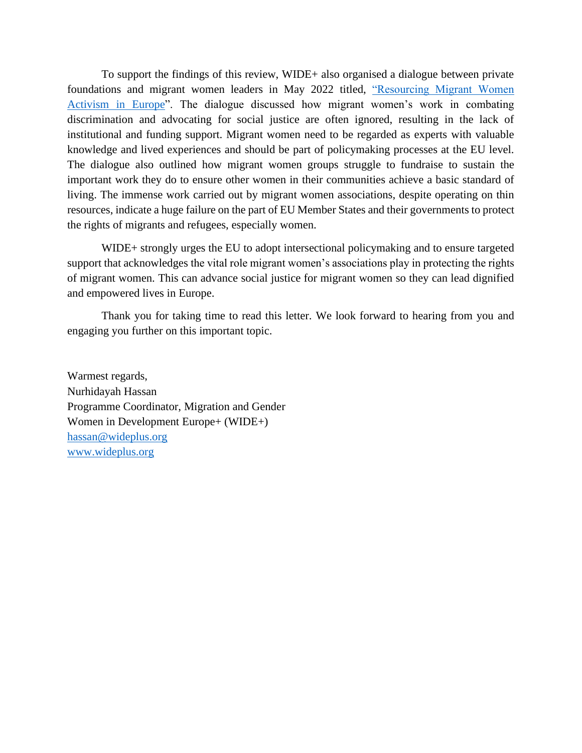To support the findings of this review, WIDE+ also organised a dialogue between private foundations and migrant women leaders in May 2022 titled, "Resourcing Migrant Women Activism in Europe". The dialogue discussed how migrant women's work in combating discrimination and advocating for social justice are often ignored, resulting in the lack of institutional and funding support. Migrant women need to be regarded as experts with valuable knowledge and lived experiences and should be part of policymaking processes at the EU level. The dialogue also outlined how migrant women groups struggle to fundraise to sustain the important work they do to ensure other women in their communities achieve a basic standard of living. The immense work carried out by migrant women associations, despite operating on thin resources, indicate a huge failure on the part of EU Member States and their governments to protect the rights of migrants and refugees, especially women.

WIDE+ strongly urges the EU to adopt intersectional policymaking and to ensure targeted support that acknowledges the vital role migrant women's associations play in protecting the rights of migrant women. This can advance social justice for migrant women so they can lead dignified and empowered lives in Europe.

Thank you for taking time to read this letter. We look forward to hearing from you and engaging you further on this important topic.

Warmest regards,
Nurhidayah Hassan
Programme Coordinator, Migration and Gender
Women in Development Europe+ (WIDE+)
hassan@wideplus.org
www.wideplus.org